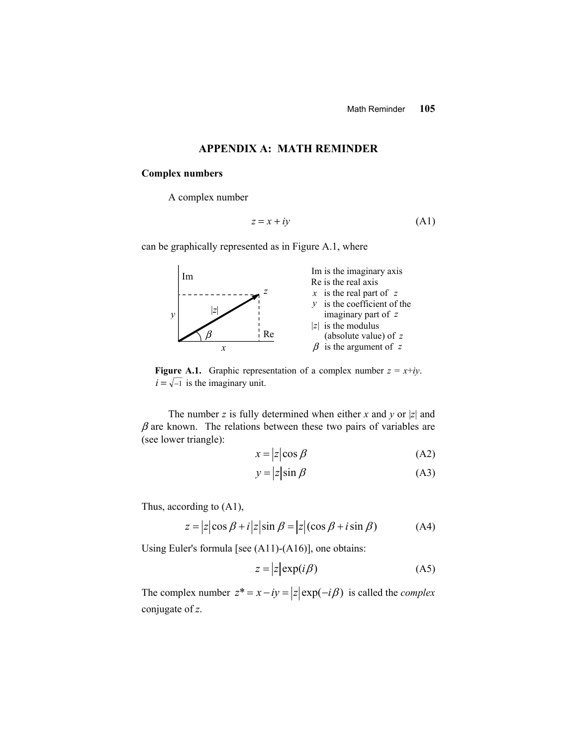# APPENDIX A: MATH REMINDER

## Complex numbers

A complex number

$$z = x + iy \tag{A1}$$

can be graphically represented as in Figure A.1, where

Im is the imaginary axis
Re is the real axis
$x$ is the real part of $z$
$y$ is the coefficient of the imaginary part of $z$
$|z|$ is the modulus (absolute value) of $z$
$\beta$ is the argument of $z$

**Figure A.1.** Graphic representation of a complex number $z = x+iy$. $i = \sqrt{-1}$ is the imaginary unit.

The number $z$ is fully determined when either $x$ and $y$ or $|z|$ and $\beta$ are known. The relations between these two pairs of variables are (see lower triangle):

$$x = |z| \cos \beta \tag{A2}$$

$$y = |z| \sin \beta \tag{A3}$$

Thus, according to (A1),

$$z = |z| \cos \beta + i|z| \sin \beta = |z|(\cos \beta + i \sin \beta) \tag{A4}$$

Using Euler's formula [see (A11)-(A16)], one obtains:

$$z = |z| \exp(i\beta) \tag{A5}$$

The complex number $z^* = x - iy = |z| \exp(-i\beta)$ is called the *complex* conjugate of $z$.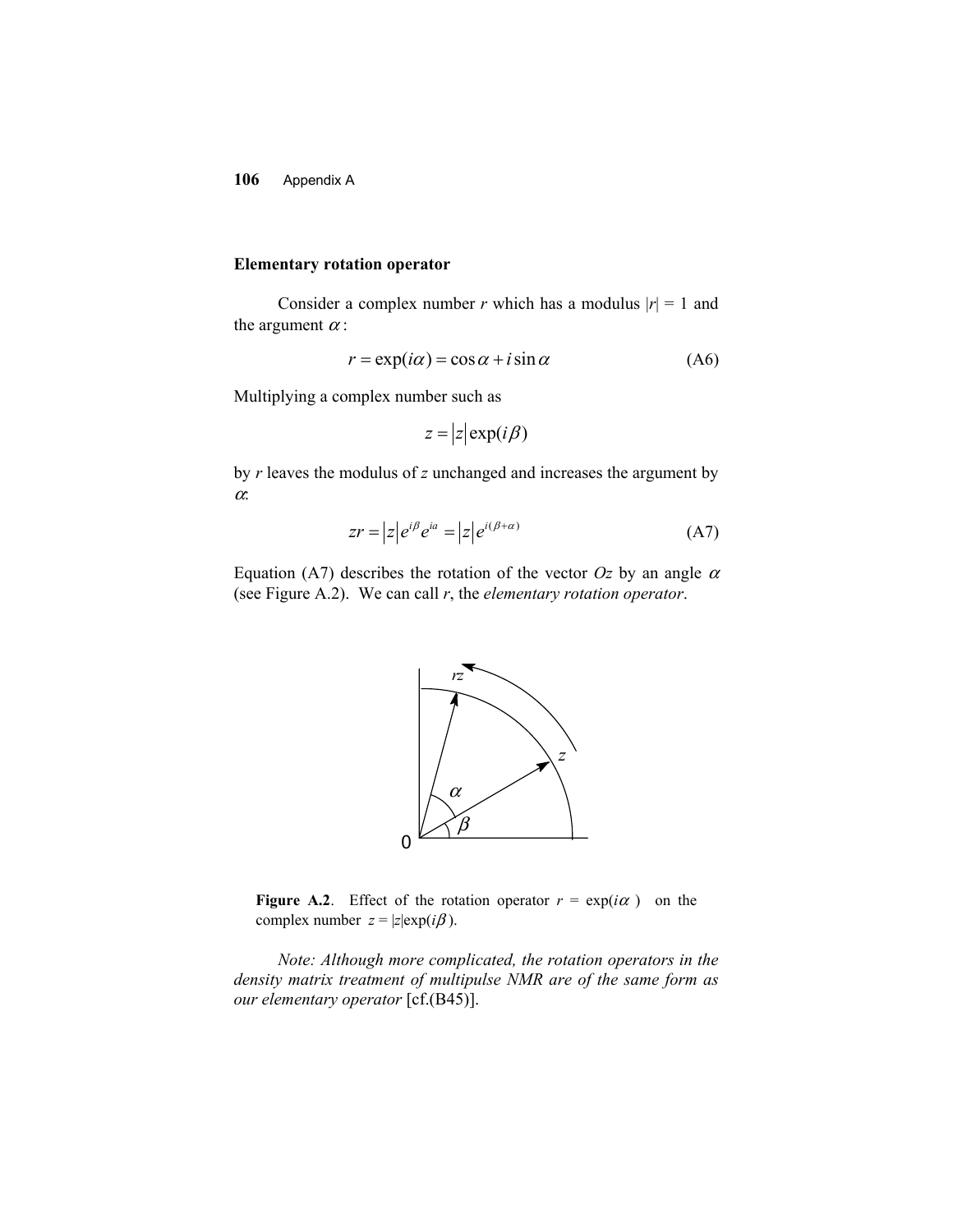### Elementary rotation operator

Consider a complex number $r$ which has a modulus $|r| = 1$ and the argument $\alpha$:

$$r = \exp(i\alpha) = \cos\alpha + i\sin\alpha \tag{A6}$$

Multiplying a complex number such as

$$z = |z|\exp(i\beta)$$

by $r$ leaves the modulus of $z$ unchanged and increases the argument by $\alpha$:

$$zr = |z|e^{i\beta}e^{ia} = |z|e^{i(\beta+\alpha)} \tag{A7}$$

Equation (A7) describes the rotation of the vector $Oz$ by an angle $\alpha$ (see Figure A.2). We can call $r$, the *elementary rotation operator*.

**Figure A.2**. Effect of the rotation operator $r = \exp(i\alpha)$ on the complex number $z = |z|\exp(i\beta)$.

*Note: Although more complicated, the rotation operators in the density matrix treatment of multipulse NMR are of the same form as our elementary operator* [cf.(B45)].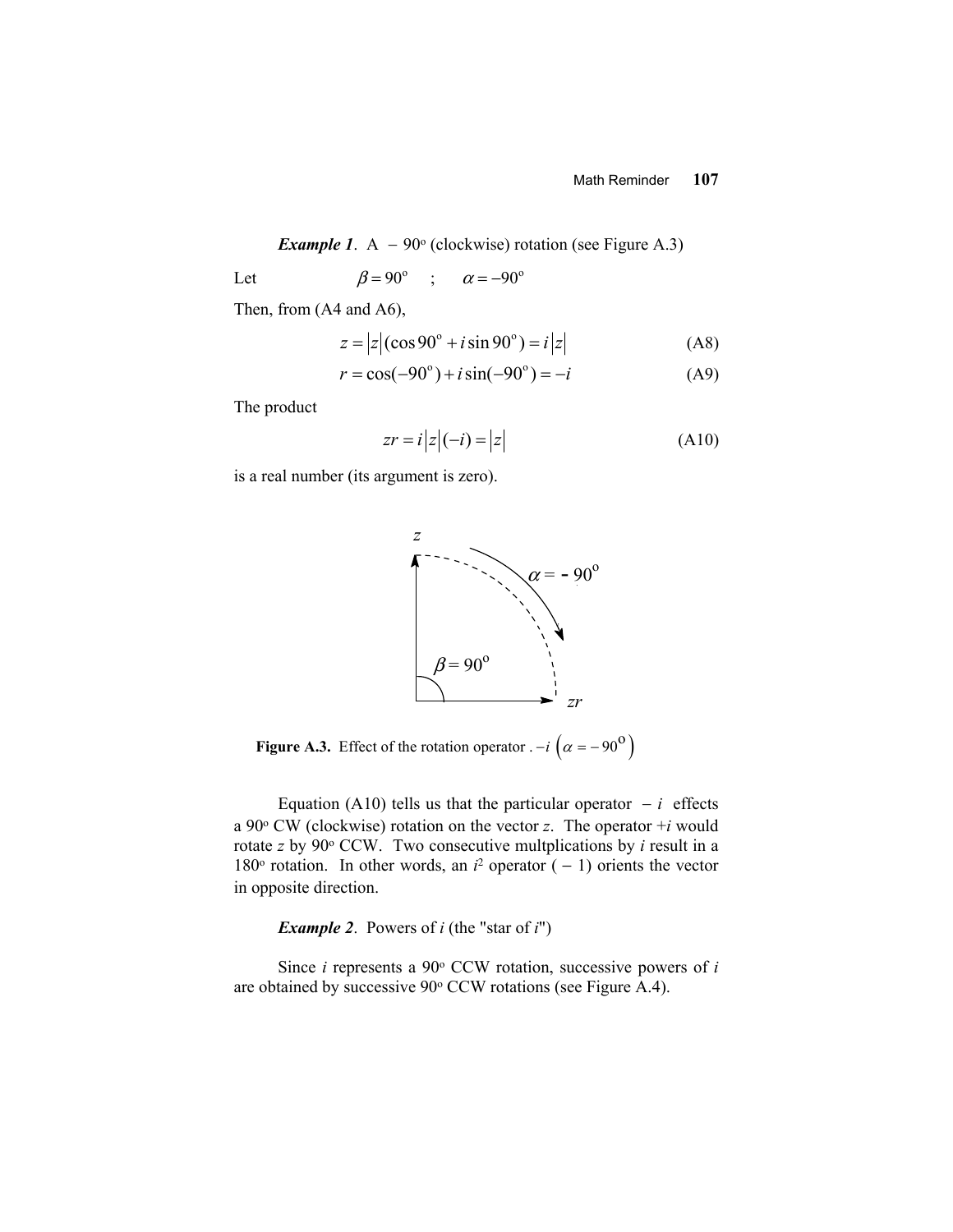***Example 1***. A $-90^o$ (clockwise) rotation (see Figure A.3)

Let $\beta = 90^o$ ; $\alpha = -90^o$

Then, from (A4 and A6),

$$z = |z|(\cos 90^o + i \sin 90^o) = i|z| \tag{A8}$$

$$r = \cos(-90^o) + i \sin(-90^o) = -i \tag{A9}$$

The product

$$zr = i|z|(-i) = |z| \tag{A10}$$

is a real number (its argument is zero).

**Figure A.3.** Effect of the rotation operator . $-i \left(\alpha = -90^o\right)$

Equation (A10) tells us that the particular operator $-i$ effects a $90^o$ CW (clockwise) rotation on the vector $z$. The operator $+i$ would rotate $z$ by $90^o$ CCW. Two consecutive multplications by $i$ result in a $180^o$ rotation. In other words, an $i^2$ operator ($-1$) orients the vector in opposite direction.

***Example 2***. Powers of $i$ (the "star of $i$")

Since $i$ represents a $90^o$ CCW rotation, successive powers of $i$ are obtained by successive $90^o$ CCW rotations (see Figure A.4).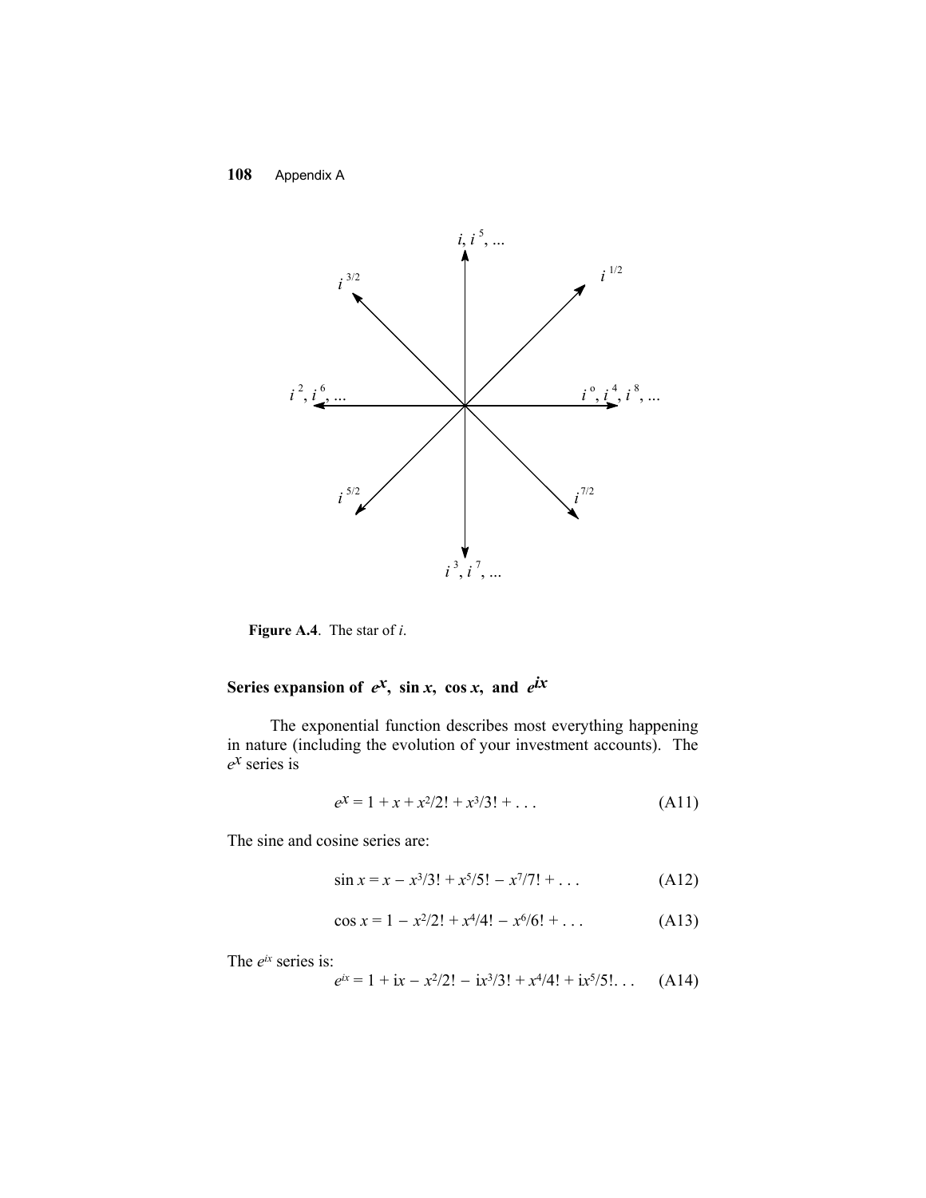Figure A.4. The star of $i$.

## Series expansion of $e^x$, $\sin x$, $\cos x$, and $e^{ix}$

The exponential function describes most everything happening in nature (including the evolution of your investment accounts). The $e^x$ series is

$$e^x = 1 + x + x^2/2! + x^3/3! + \ldots \qquad \text{(A11)}$$

The sine and cosine series are:

$$\sin x = x - x^3/3! + x^5/5! - x^7/7! + \ldots \qquad \text{(A12)}$$

$$\cos x = 1 - x^2/2! + x^4/4! - x^6/6! + \ldots \qquad \text{(A13)}$$

The $e^{ix}$ series is:

$$e^{ix} = 1 + ix - x^2/2! - ix^3/3! + x^4/4! + ix^5/5! \ldots \qquad \text{(A14)}$$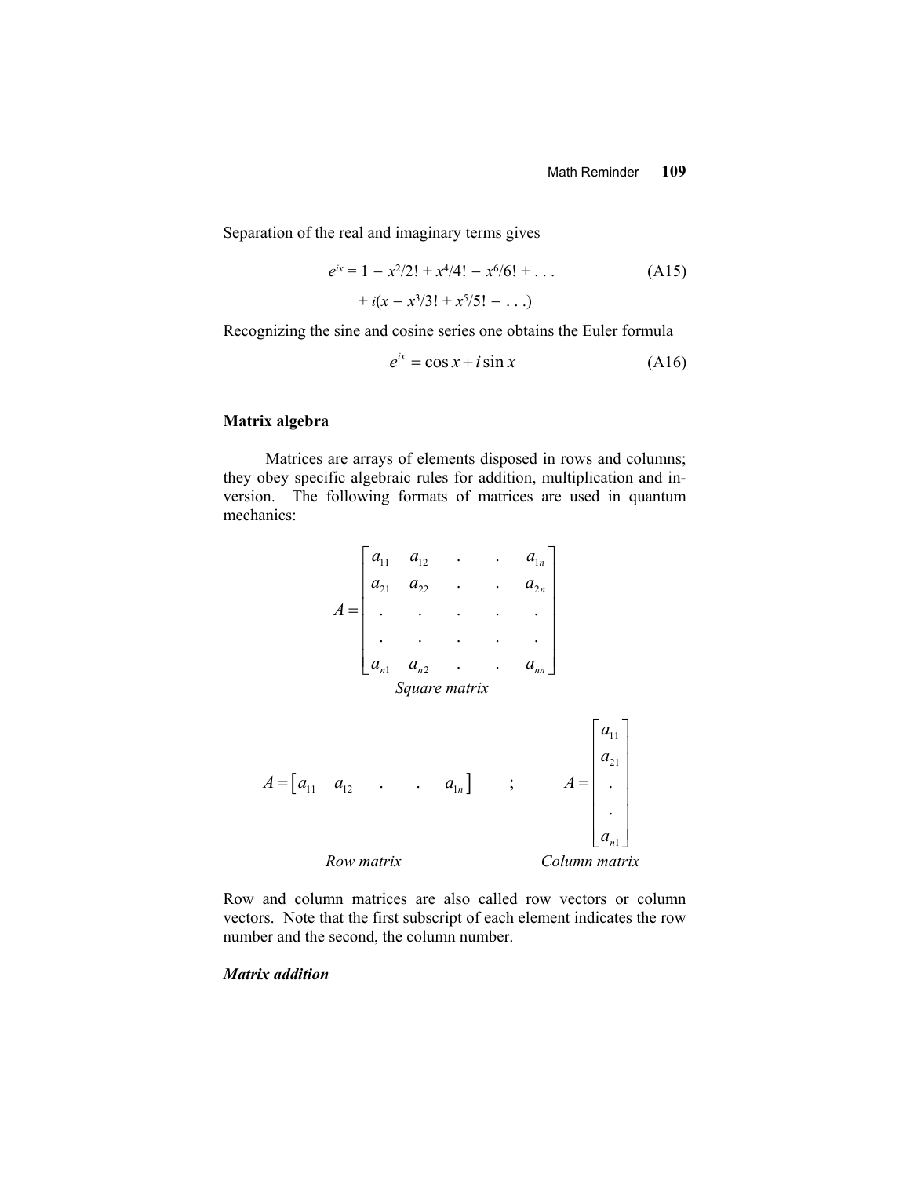Separation of the real and imaginary terms gives

$$e^{ix} = 1 - x^2/2! + x^4/4! - x^6/6! + \ldots \qquad \text{(A15)}$$
$$+ i(x - x^3/3! + x^5/5! - \ldots)$$

Recognizing the sine and cosine series one obtains the Euler formula

$$e^{ix} = \cos x + i \sin x \qquad \text{(A16)}$$

### Matrix algebra

Matrices are arrays of elements disposed in rows and columns; they obey specific algebraic rules for addition, multiplication and inversion. The following formats of matrices are used in quantum mechanics:

$$A = \begin{bmatrix} a_{11} & a_{12} & . & . & a_{1n} \\ a_{21} & a_{22} & . & . & a_{2n} \\ . & . & . & . & . \\ . & . & . & . & . \\ a_{n1} & a_{n2} & . & . & a_{nn} \end{bmatrix}$$

*Square matrix*

$$A = \begin{bmatrix} a_{11} & a_{12} & . & . & a_{1n} \end{bmatrix} \quad ; \quad A = \begin{bmatrix} a_{11} \\ a_{21} \\ . \\ . \\ a_{n1} \end{bmatrix}$$

*Row matrix* &nbsp;&nbsp;&nbsp;&nbsp;&nbsp;&nbsp;&nbsp;&nbsp; *Column matrix*

Row and column matrices are also called row vectors or column vectors. Note that the first subscript of each element indicates the row number and the second, the column number.

#### *Matrix addition*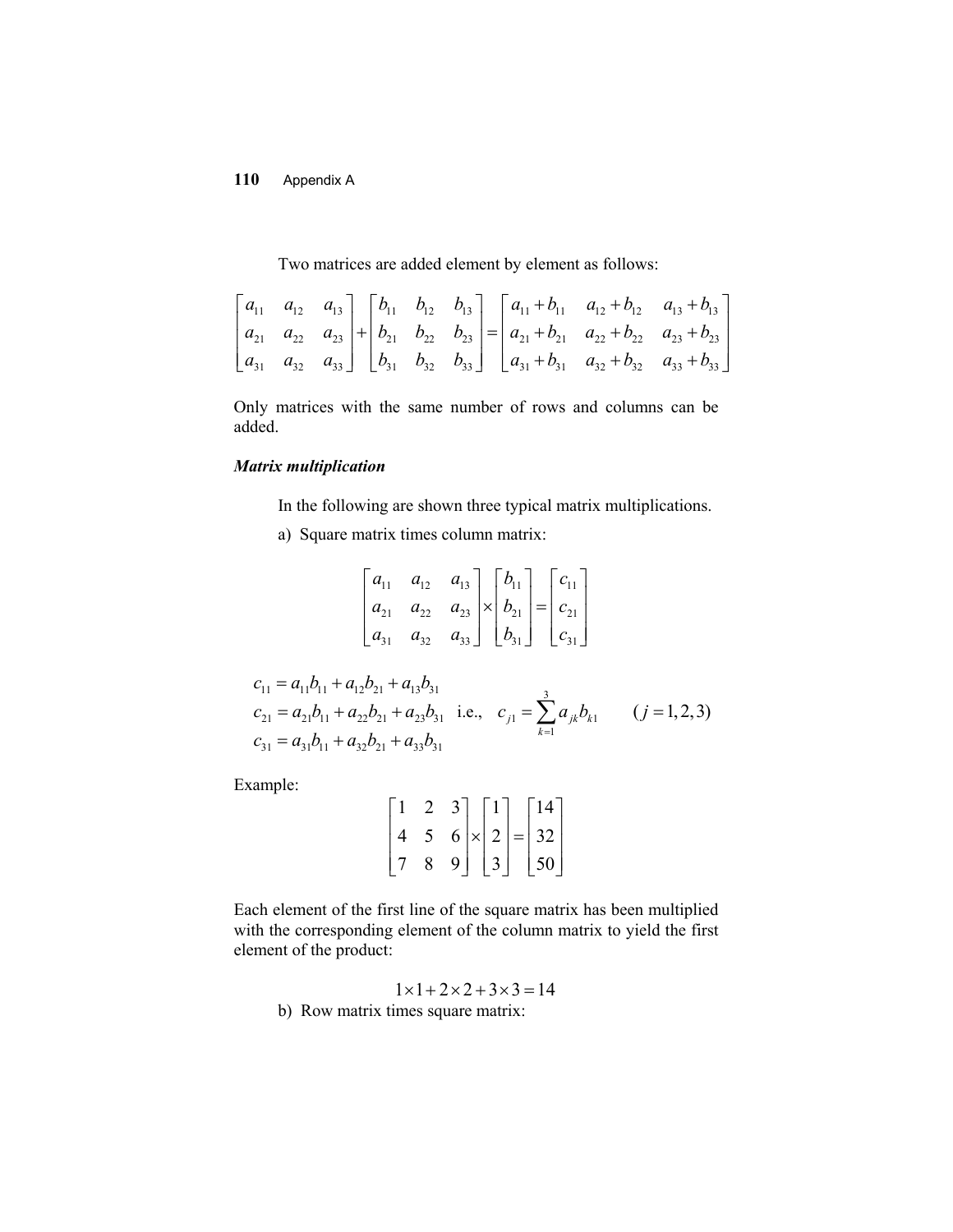Two matrices are added element by element as follows:

$$
\begin{bmatrix} a_{11} & a_{12} & a_{13} \\ a_{21} & a_{22} & a_{23} \\ a_{31} & a_{32} & a_{33} \end{bmatrix} + \begin{bmatrix} b_{11} & b_{12} & b_{13} \\ b_{21} & b_{22} & b_{23} \\ b_{31} & b_{32} & b_{33} \end{bmatrix} = \begin{bmatrix} a_{11}+b_{11} & a_{12}+b_{12} & a_{13}+b_{13} \\ a_{21}+b_{21} & a_{22}+b_{22} & a_{23}+b_{23} \\ a_{31}+b_{31} & a_{32}+b_{32} & a_{33}+b_{33} \end{bmatrix}
$$

Only matrices with the same number of rows and columns can be added.

***Matrix multiplication***

In the following are shown three typical matrix multiplications.

a) Square matrix times column matrix:

$$
\begin{bmatrix} a_{11} & a_{12} & a_{13} \\ a_{21} & a_{22} & a_{23} \\ a_{31} & a_{32} & a_{33} \end{bmatrix} \times \begin{bmatrix} b_{11} \\ b_{21} \\ b_{31} \end{bmatrix} = \begin{bmatrix} c_{11} \\ c_{21} \\ c_{31} \end{bmatrix}
$$

$$
\begin{aligned}
c_{11} &= a_{11}b_{11} + a_{12}b_{21} + a_{13}b_{31} \\
c_{21} &= a_{21}b_{11} + a_{22}b_{21} + a_{23}b_{31} \quad \text{i.e.,} \quad c_{j1} = \sum_{k=1}^{3} a_{jk}b_{k1} \qquad (j = 1,2,3) \\
c_{31} &= a_{31}b_{11} + a_{32}b_{21} + a_{33}b_{31}
\end{aligned}
$$

Example:

$$
\begin{bmatrix} 1 & 2 & 3 \\ 4 & 5 & 6 \\ 7 & 8 & 9 \end{bmatrix} \times \begin{bmatrix} 1 \\ 2 \\ 3 \end{bmatrix} = \begin{bmatrix} 14 \\ 32 \\ 50 \end{bmatrix}
$$

Each element of the first line of the square matrix has been multiplied with the corresponding element of the column matrix to yield the first element of the product:

$$
1 \times 1 + 2 \times 2 + 3 \times 3 = 14
$$

b) Row matrix times square matrix: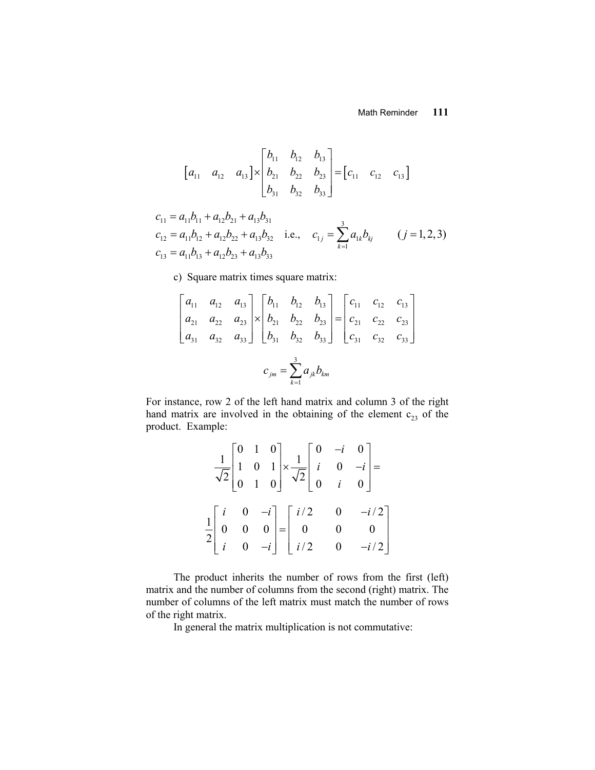$$\begin{bmatrix} a_{11} & a_{12} & a_{13} \end{bmatrix} \times \begin{bmatrix} b_{11} & b_{12} & b_{13} \\ b_{21} & b_{22} & b_{23} \\ b_{31} & b_{32} & b_{33} \end{bmatrix} = \begin{bmatrix} c_{11} & c_{12} & c_{13} \end{bmatrix}$$

$$\begin{aligned} c_{11} &= a_{11}b_{11} + a_{12}b_{21} + a_{13}b_{31} \\ c_{12} &= a_{11}b_{12} + a_{12}b_{22} + a_{13}b_{32} \quad \text{i.e.,} \quad c_{1j} = \sum_{k=1}^{3} a_{1k}b_{kj} \qquad (j = 1,2,3) \\ c_{13} &= a_{11}b_{13} + a_{12}b_{23} + a_{13}b_{33} \end{aligned}$$

c) Square matrix times square matrix:

$$\begin{bmatrix} a_{11} & a_{12} & a_{13} \\ a_{21} & a_{22} & a_{23} \\ a_{31} & a_{32} & a_{33} \end{bmatrix} \times \begin{bmatrix} b_{11} & b_{12} & b_{13} \\ b_{21} & b_{22} & b_{23} \\ b_{31} & b_{32} & b_{33} \end{bmatrix} = \begin{bmatrix} c_{11} & c_{12} & c_{13} \\ c_{21} & c_{22} & c_{23} \\ c_{31} & c_{32} & c_{33} \end{bmatrix}$$

$$c_{jm} = \sum_{k=1}^{3} a_{jk}b_{km}$$

For instance, row 2 of the left hand matrix and column 3 of the right hand matrix are involved in the obtaining of the element $c_{23}$ of the product. Example:

$$\frac{1}{\sqrt{2}}\begin{bmatrix} 0 & 1 & 0 \\ 1 & 0 & 1 \\ 0 & 1 & 0 \end{bmatrix} \times \frac{1}{\sqrt{2}}\begin{bmatrix} 0 & -i & 0 \\ i & 0 & -i \\ 0 & i & 0 \end{bmatrix} =$$

$$\frac{1}{2}\begin{bmatrix} i & 0 & -i \\ 0 & 0 & 0 \\ i & 0 & -i \end{bmatrix} = \begin{bmatrix} i/2 & 0 & -i/2 \\ 0 & 0 & 0 \\ i/2 & 0 & -i/2 \end{bmatrix}$$

The product inherits the number of rows from the first (left) matrix and the number of columns from the second (right) matrix. The number of columns of the left matrix must match the number of rows of the right matrix.

In general the matrix multiplication is not commutative: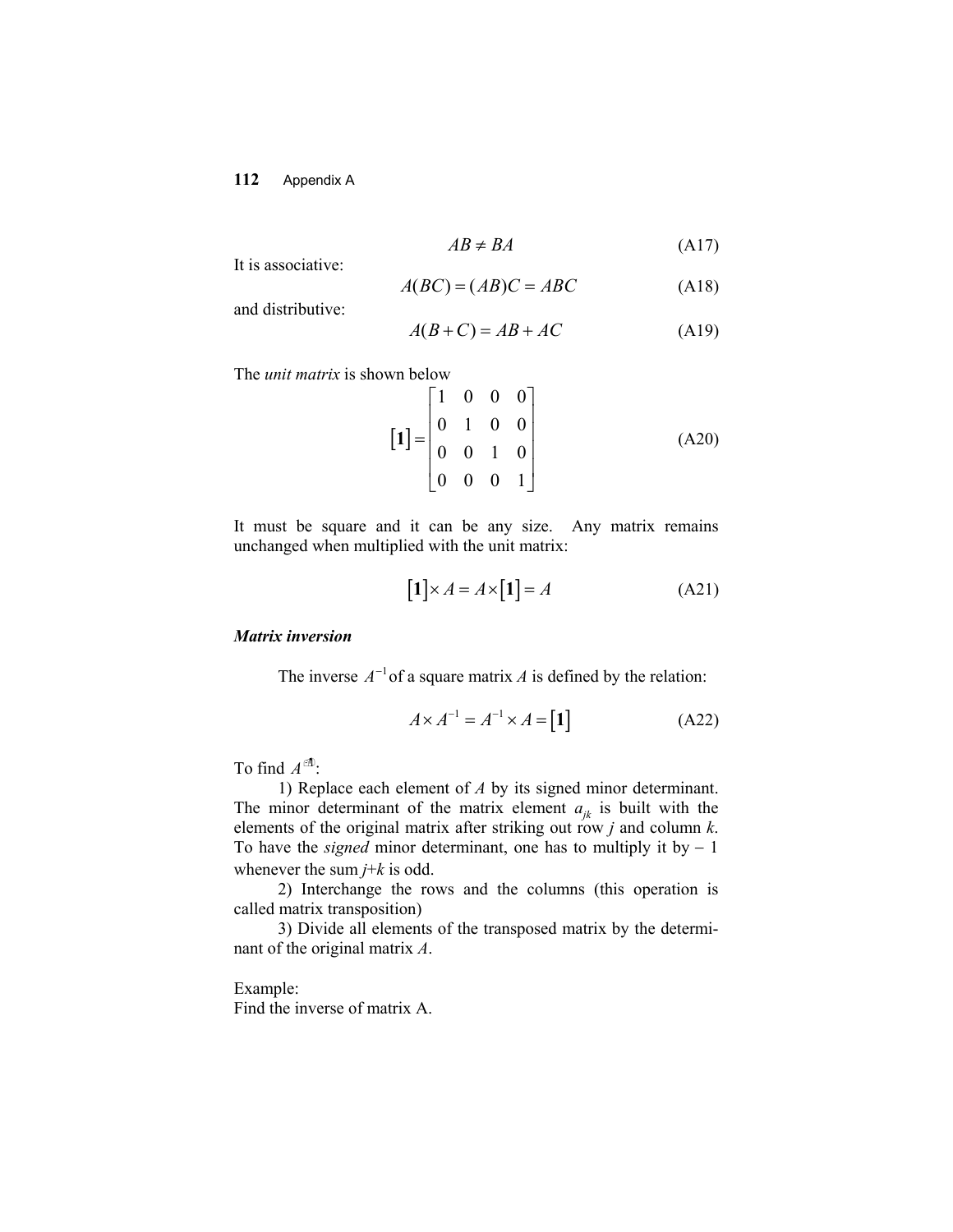$$AB \neq BA \tag{A17}$$

It is associative:

$$A(BC) = (AB)C = ABC \tag{A18}$$

and distributive:

$$A(B + C) = AB + AC \tag{A19}$$

The *unit matrix* is shown below

$$[\mathbf{1}] = \begin{bmatrix} 1 & 0 & 0 & 0 \\ 0 & 1 & 0 & 0 \\ 0 & 0 & 1 & 0 \\ 0 & 0 & 0 & 1 \end{bmatrix} \tag{A20}$$

It must be square and it can be any size. Any matrix remains unchanged when multiplied with the unit matrix:

$$[\mathbf{1}] \times A = A \times [\mathbf{1}] = A \tag{A21}$$

***Matrix inversion***

The inverse $A^{-1}$ of a square matrix $A$ is defined by the relation:

$$A \times A^{-1} = A^{-1} \times A = [\mathbf{1}] \tag{A22}$$

To find $A^{-1}$:

1) Replace each element of $A$ by its signed minor determinant. The minor determinant of the matrix element $a_{jk}$ is built with the elements of the original matrix after striking out row $j$ and column $k$. To have the *signed* minor determinant, one has to multiply it by $-1$ whenever the sum $j$+$k$ is odd.

2) Interchange the rows and the columns (this operation is called matrix transposition)

3) Divide all elements of the transposed matrix by the determinant of the original matrix $A$.

Example:
Find the inverse of matrix A.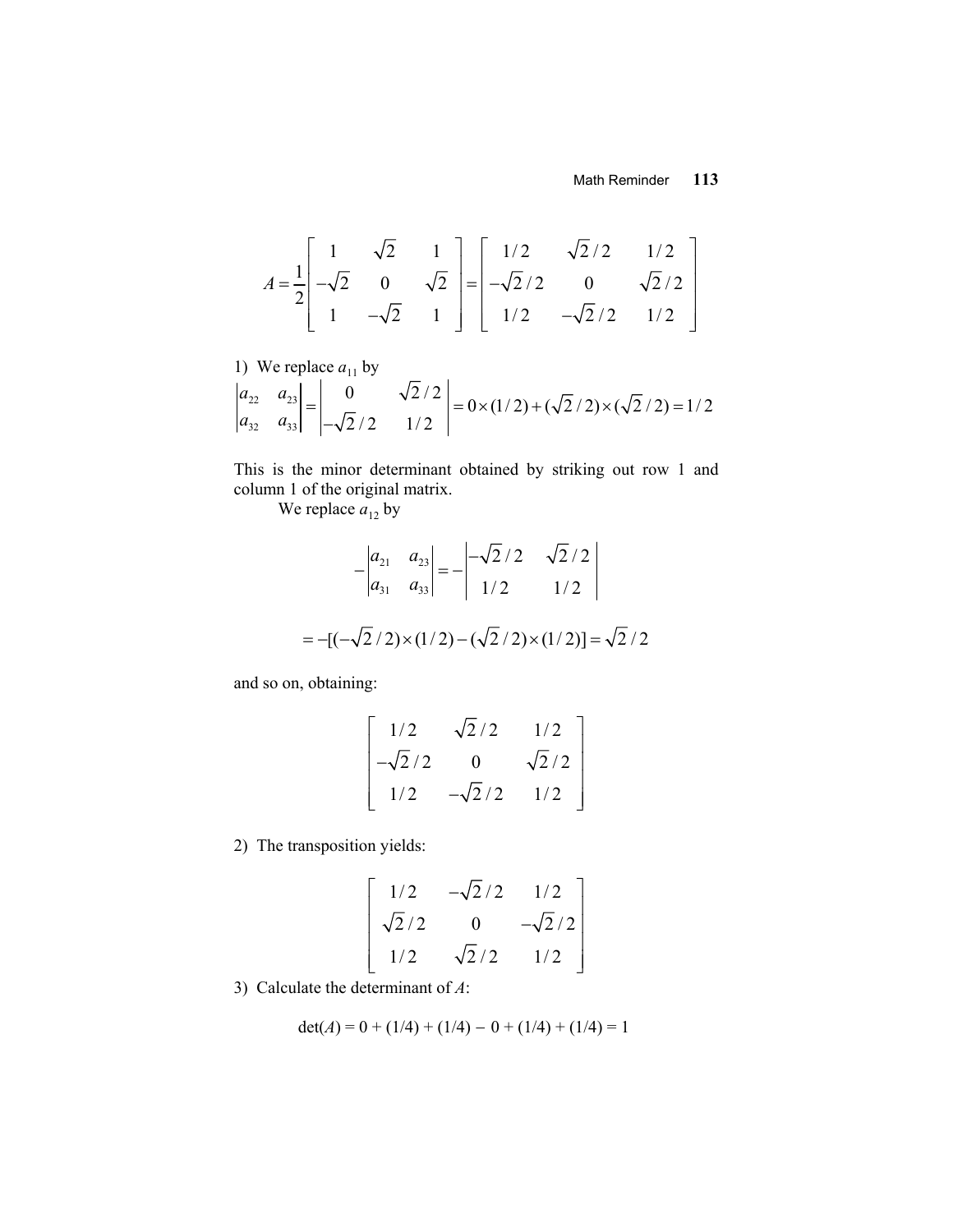$$A = \frac{1}{2}\begin{bmatrix} 1 & \sqrt{2} & 1 \\ -\sqrt{2} & 0 & \sqrt{2} \\ 1 & -\sqrt{2} & 1 \end{bmatrix} = \begin{bmatrix} 1/2 & \sqrt{2}/2 & 1/2 \\ -\sqrt{2}/2 & 0 & \sqrt{2}/2 \\ 1/2 & -\sqrt{2}/2 & 1/2 \end{bmatrix}$$

1) We replace $a_{11}$ by

$$\begin{vmatrix} a_{22} & a_{23} \\ a_{32} & a_{33} \end{vmatrix} = \begin{vmatrix} 0 & \sqrt{2}/2 \\ -\sqrt{2}/2 & 1/2 \end{vmatrix} = 0 \times (1/2) + (\sqrt{2}/2) \times (\sqrt{2}/2) = 1/2$$

This is the minor determinant obtained by striking out row 1 and column 1 of the original matrix.

We replace $a_{12}$ by

$$-\begin{vmatrix} a_{21} & a_{23} \\ a_{31} & a_{33} \end{vmatrix} = -\begin{vmatrix} -\sqrt{2}/2 & \sqrt{2}/2 \\ 1/2 & 1/2 \end{vmatrix}$$

$$= -[(-\sqrt{2}/2) \times (1/2) - (\sqrt{2}/2) \times (1/2)] = \sqrt{2}/2$$

and so on, obtaining:

$$\begin{bmatrix} 1/2 & \sqrt{2}/2 & 1/2 \\ -\sqrt{2}/2 & 0 & \sqrt{2}/2 \\ 1/2 & -\sqrt{2}/2 & 1/2 \end{bmatrix}$$

2) The transposition yields:

$$\begin{bmatrix} 1/2 & -\sqrt{2}/2 & 1/2 \\ \sqrt{2}/2 & 0 & -\sqrt{2}/2 \\ 1/2 & \sqrt{2}/2 & 1/2 \end{bmatrix}$$

3) Calculate the determinant of $A$:

$$\det(A) = 0 + (1/4) + (1/4) - 0 + (1/4) + (1/4) = 1$$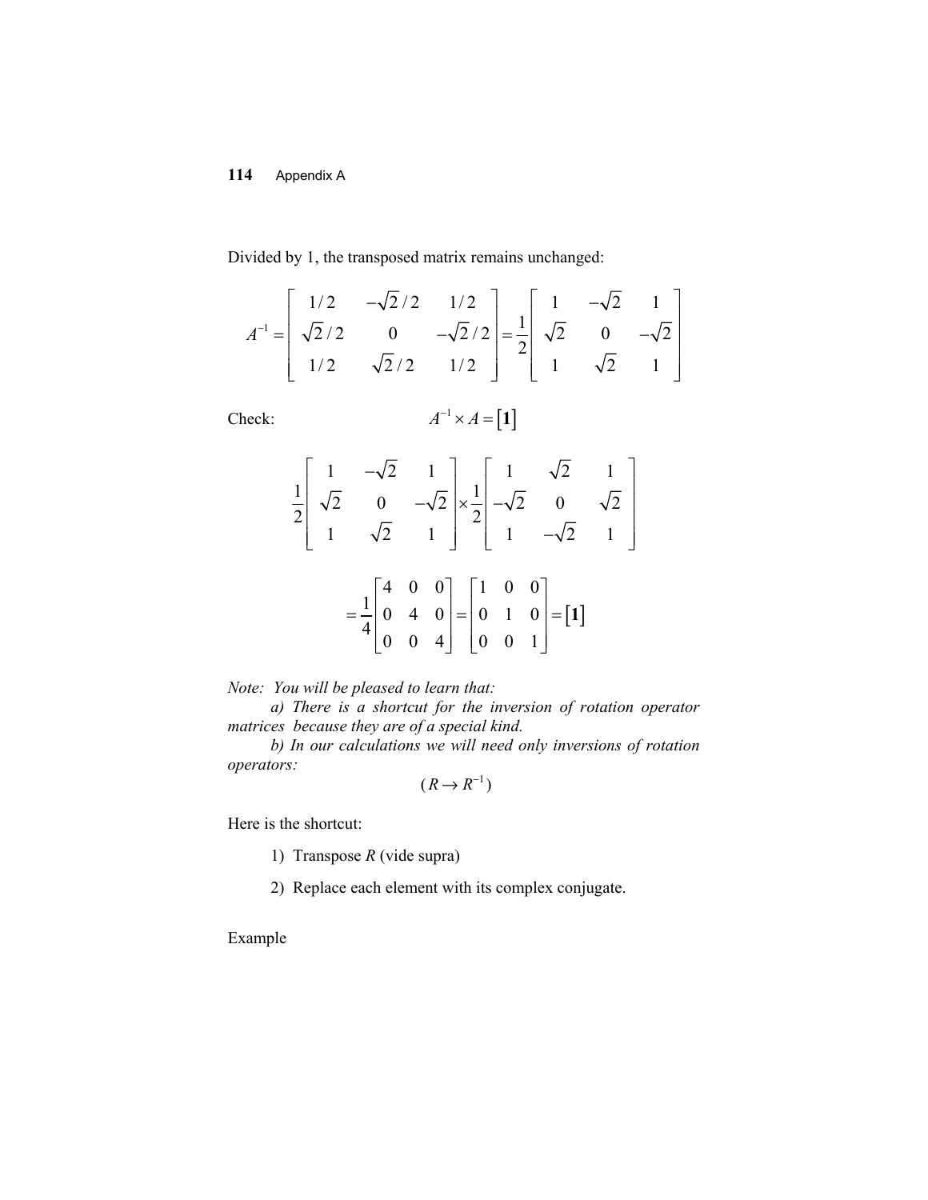Divided by 1, the transposed matrix remains unchanged:

$$A^{-1} = \begin{bmatrix} 1/2 & -\sqrt{2}/2 & 1/2 \\ \sqrt{2}/2 & 0 & -\sqrt{2}/2 \\ 1/2 & \sqrt{2}/2 & 1/2 \end{bmatrix} = \frac{1}{2}\begin{bmatrix} 1 & -\sqrt{2} & 1 \\ \sqrt{2} & 0 & -\sqrt{2} \\ 1 & \sqrt{2} & 1 \end{bmatrix}$$

Check: $A^{-1} \times A = [\mathbf{1}]$

$$\frac{1}{2}\begin{bmatrix} 1 & -\sqrt{2} & 1 \\ \sqrt{2} & 0 & -\sqrt{2} \\ 1 & \sqrt{2} & 1 \end{bmatrix} \times \frac{1}{2}\begin{bmatrix} 1 & \sqrt{2} & 1 \\ -\sqrt{2} & 0 & \sqrt{2} \\ 1 & -\sqrt{2} & 1 \end{bmatrix}$$

$$= \frac{1}{4}\begin{bmatrix} 4 & 0 & 0 \\ 0 & 4 & 0 \\ 0 & 0 & 4 \end{bmatrix} = \begin{bmatrix} 1 & 0 & 0 \\ 0 & 1 & 0 \\ 0 & 0 & 1 \end{bmatrix} = [\mathbf{1}]$$

*Note: You will be pleased to learn that:*

*a) There is a shortcut for the inversion of rotation operator matrices because they are of a special kind.*

*b) In our calculations we will need only inversions of rotation operators:*

$$(R \to R^{-1})$$

Here is the shortcut:

1) Transpose $R$ (vide supra)

2) Replace each element with its complex conjugate.

Example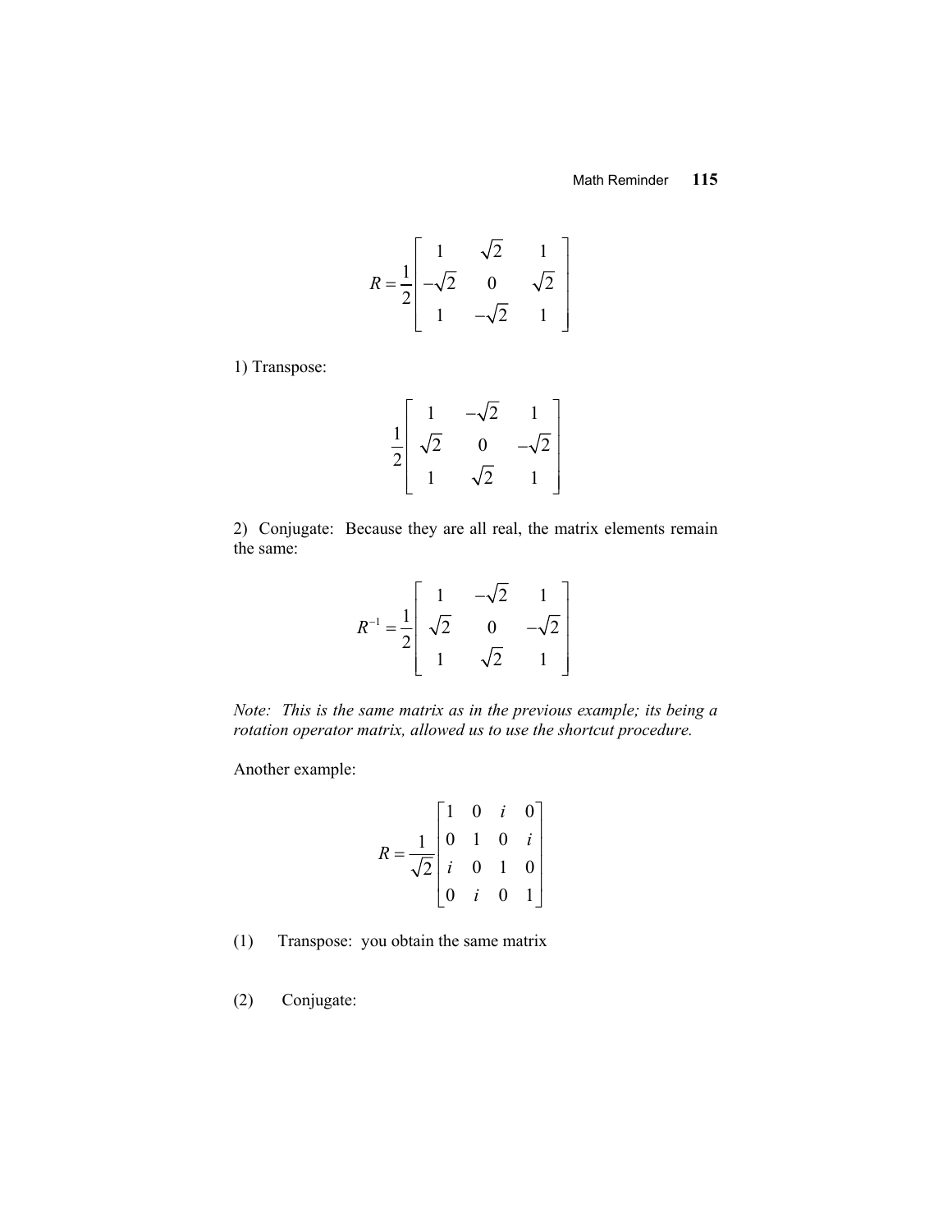$$R = \frac{1}{2}\begin{bmatrix} 1 & \sqrt{2} & 1 \\ -\sqrt{2} & 0 & \sqrt{2} \\ 1 & -\sqrt{2} & 1 \end{bmatrix}$$

1) Transpose:

$$\frac{1}{2}\begin{bmatrix} 1 & -\sqrt{2} & 1 \\ \sqrt{2} & 0 & -\sqrt{2} \\ 1 & \sqrt{2} & 1 \end{bmatrix}$$

2) Conjugate: Because they are all real, the matrix elements remain the same:

$$R^{-1} = \frac{1}{2}\begin{bmatrix} 1 & -\sqrt{2} & 1 \\ \sqrt{2} & 0 & -\sqrt{2} \\ 1 & \sqrt{2} & 1 \end{bmatrix}$$

*Note: This is the same matrix as in the previous example; its being a rotation operator matrix, allowed us to use the shortcut procedure.*

Another example:

$$R = \frac{1}{\sqrt{2}}\begin{bmatrix} 1 & 0 & i & 0 \\ 0 & 1 & 0 & i \\ i & 0 & 1 & 0 \\ 0 & i & 0 & 1 \end{bmatrix}$$

(1) Transpose: you obtain the same matrix

(2) Conjugate: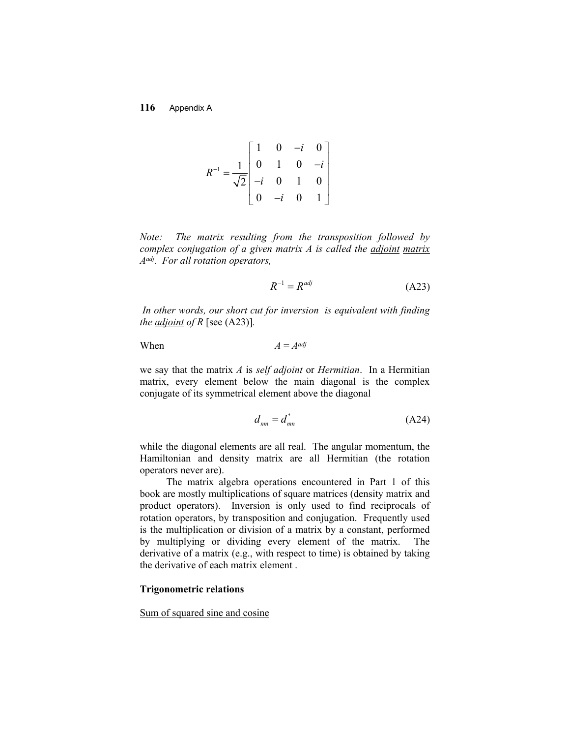$$R^{-1} = \frac{1}{\sqrt{2}}\begin{bmatrix} 1 & 0 & -i & 0 \\ 0 & 1 & 0 & -i \\ -i & 0 & 1 & 0 \\ 0 & -i & 0 & 1 \end{bmatrix}$$

*Note: The matrix resulting from the transposition followed by complex conjugation of a given matrix A is called the* <u>*adjoint matrix*</u> *$A^{adj}$. For all rotation operators,*

$$R^{-1} = R^{adj} \tag{A23}$$

*In other words, our short cut for inversion is equivalent with finding the* <u>*adjoint*</u> *of R* [see (A23)].

When $$A = A^{adj}$$

we say that the matrix $A$ is *self adjoint* or *Hermitian*. In a Hermitian matrix, every element below the main diagonal is the complex conjugate of its symmetrical element above the diagonal

$$d_{nm} = d_{mn}^{*} \tag{A24}$$

while the diagonal elements are all real. The angular momentum, the Hamiltonian and density matrix are all Hermitian (the rotation operators never are).

The matrix algebra operations encountered in Part 1 of this book are mostly multiplications of square matrices (density matrix and product operators). Inversion is only used to find reciprocals of rotation operators, by transposition and conjugation. Frequently used is the multiplication or division of a matrix by a constant, performed by multiplying or dividing every element of the matrix. The derivative of a matrix (e.g., with respect to time) is obtained by taking the derivative of each matrix element .

**Trigonometric relations**

<u>Sum of squared sine and cosine</u>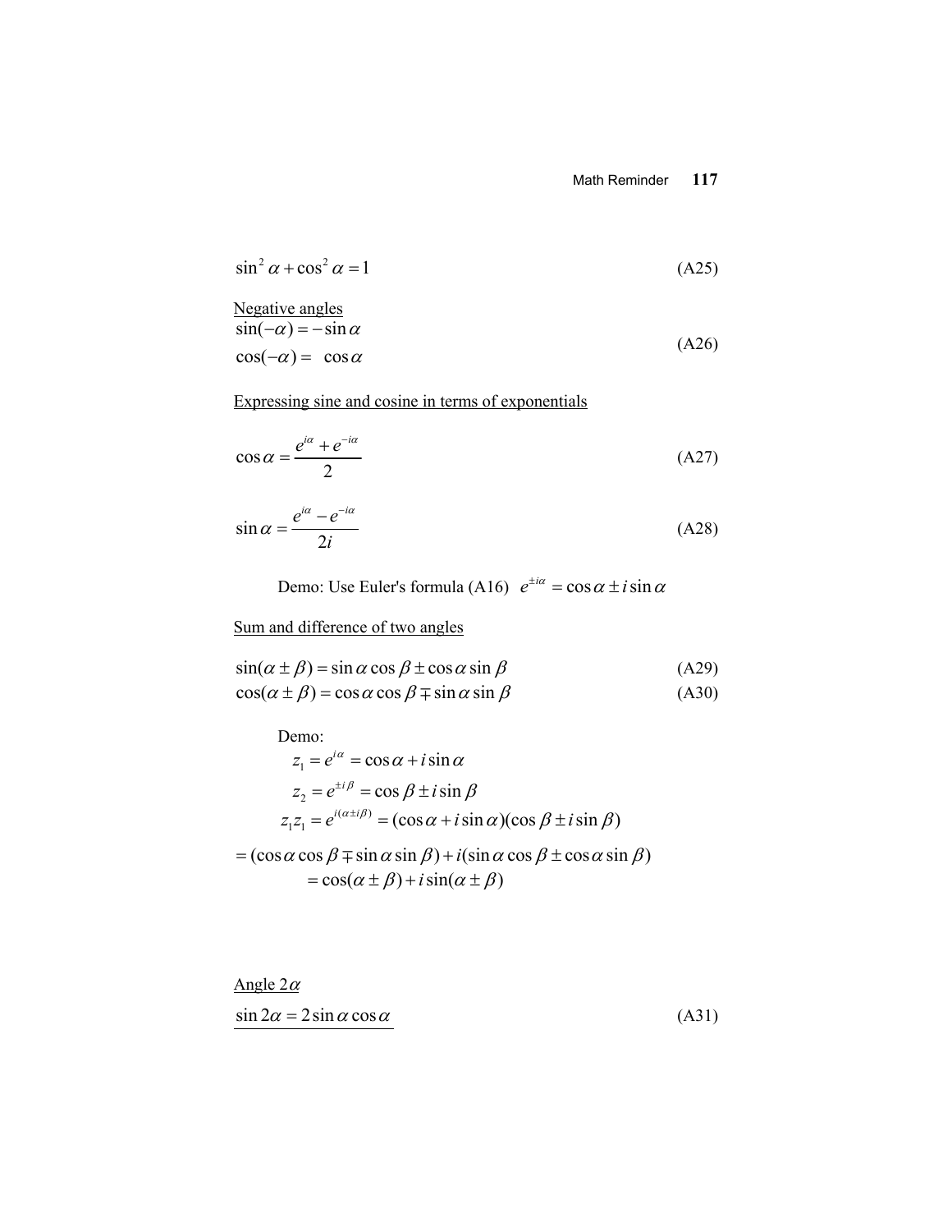$$\sin^2\alpha + \cos^2\alpha = 1 \tag{A25}$$

Negative angles

$$\begin{aligned} \sin(-\alpha) &= -\sin\alpha \\ \cos(-\alpha) &= \ \ \cos\alpha \end{aligned} \tag{A26}$$

Expressing sine and cosine in terms of exponentials

$$\cos\alpha = \frac{e^{i\alpha} + e^{-i\alpha}}{2} \tag{A27}$$

$$\sin\alpha = \frac{e^{i\alpha} - e^{-i\alpha}}{2i} \tag{A28}$$

Demo: Use Euler's formula (A16) $e^{\pm i\alpha} = \cos\alpha \pm i\sin\alpha$

Sum and difference of two angles

$$\sin(\alpha \pm \beta) = \sin\alpha\cos\beta \pm \cos\alpha\sin\beta \tag{A29}$$

$$\cos(\alpha \pm \beta) = \cos\alpha\cos\beta \mp \sin\alpha\sin\beta \tag{A30}$$

Demo:

$$z_1 = e^{i\alpha} = \cos\alpha + i\sin\alpha$$

$$z_2 = e^{\pm i\beta} = \cos\beta \pm i\sin\beta$$

$$z_1 z_1 = e^{i(\alpha \pm i\beta)} = (\cos\alpha + i\sin\alpha)(\cos\beta \pm i\sin\beta)$$

$$= (\cos\alpha\cos\beta \mp \sin\alpha\sin\beta) + i(\sin\alpha\cos\beta \pm \cos\alpha\sin\beta)$$

$$= \cos(\alpha \pm \beta) + i\sin(\alpha \pm \beta)$$

Angle $2\alpha$

$$\sin 2\alpha = 2\sin\alpha\cos\alpha \tag{A31}$$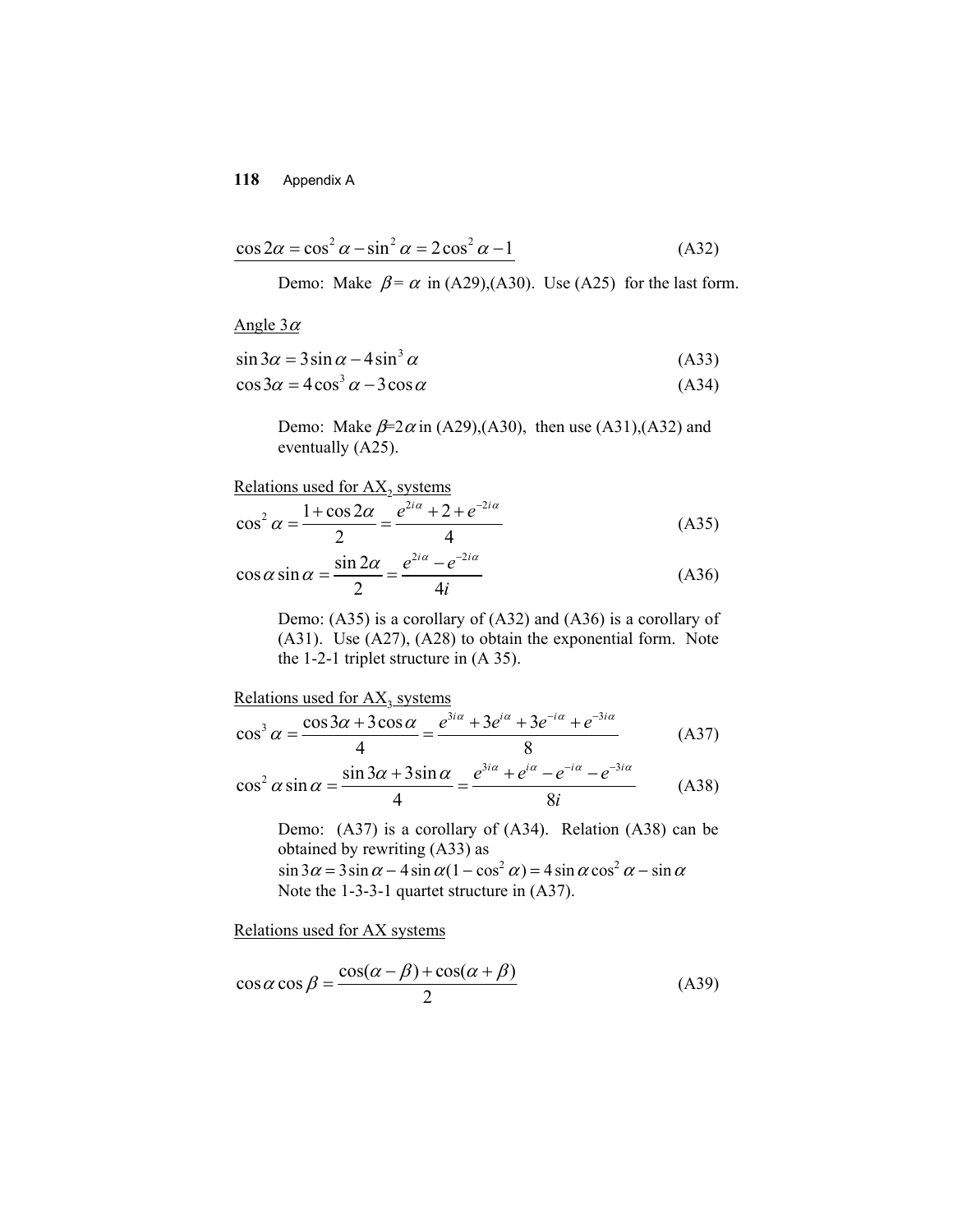$$\cos 2\alpha = \cos^2\alpha - \sin^2\alpha = 2\cos^2\alpha - 1 \tag{A32}$$

Demo: Make $\beta = \alpha$ in (A29),(A30). Use (A25) for the last form.

Angle $3\alpha$

$$\sin 3\alpha = 3\sin\alpha - 4\sin^3\alpha \tag{A33}$$

$$\cos 3\alpha = 4\cos^3\alpha - 3\cos\alpha \tag{A34}$$

Demo: Make $\beta$=2$\alpha$ in (A29),(A30), then use (A31),(A32) and eventually (A25).

Relations used for $AX_2$ systems

$$\cos^2\alpha = \frac{1+\cos 2\alpha}{2} = \frac{e^{2i\alpha}+2+e^{-2i\alpha}}{4} \tag{A35}$$

$$\cos\alpha\sin\alpha = \frac{\sin 2\alpha}{2} = \frac{e^{2i\alpha}-e^{-2i\alpha}}{4i} \tag{A36}$$

Demo: (A35) is a corollary of (A32) and (A36) is a corollary of (A31). Use (A27), (A28) to obtain the exponential form. Note the 1-2-1 triplet structure in (A 35).

Relations used for $AX_3$ systems

$$\cos^3\alpha = \frac{\cos 3\alpha + 3\cos\alpha}{4} = \frac{e^{3i\alpha}+3e^{i\alpha}+3e^{-i\alpha}+e^{-3i\alpha}}{8} \tag{A37}$$

$$\cos^2\alpha\sin\alpha = \frac{\sin 3\alpha + 3\sin\alpha}{4} = \frac{e^{3i\alpha}+e^{i\alpha}-e^{-i\alpha}-e^{-3i\alpha}}{8i} \tag{A38}$$

Demo: (A37) is a corollary of (A34). Relation (A38) can be obtained by rewriting (A33) as

$\sin 3\alpha = 3\sin\alpha - 4\sin\alpha(1-\cos^2\alpha) = 4\sin\alpha\cos^2\alpha - \sin\alpha$

Note the 1-3-3-1 quartet structure in (A37).

Relations used for AX systems

$$\cos\alpha\cos\beta = \frac{\cos(\alpha-\beta)+\cos(\alpha+\beta)}{2} \tag{A39}$$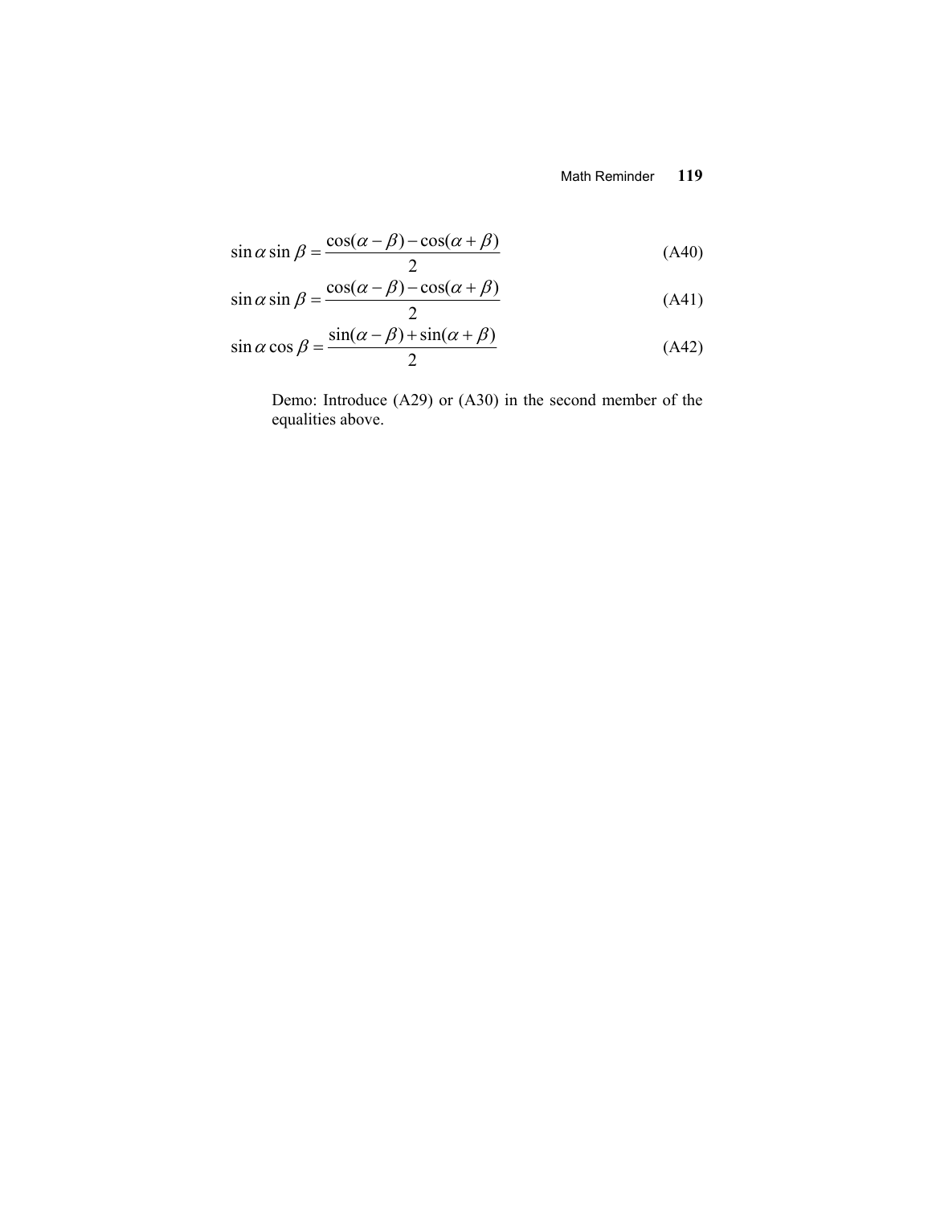$$\sin\alpha \sin\beta = \frac{\cos(\alpha - \beta) - \cos(\alpha + \beta)}{2} \tag{A40}$$

$$\sin\alpha \sin\beta = \frac{\cos(\alpha - \beta) - \cos(\alpha + \beta)}{2} \tag{A41}$$

$$\sin\alpha \cos\beta = \frac{\sin(\alpha - \beta) + \sin(\alpha + \beta)}{2} \tag{A42}$$

Demo: Introduce (A29) or (A30) in the second member of the equalities above.